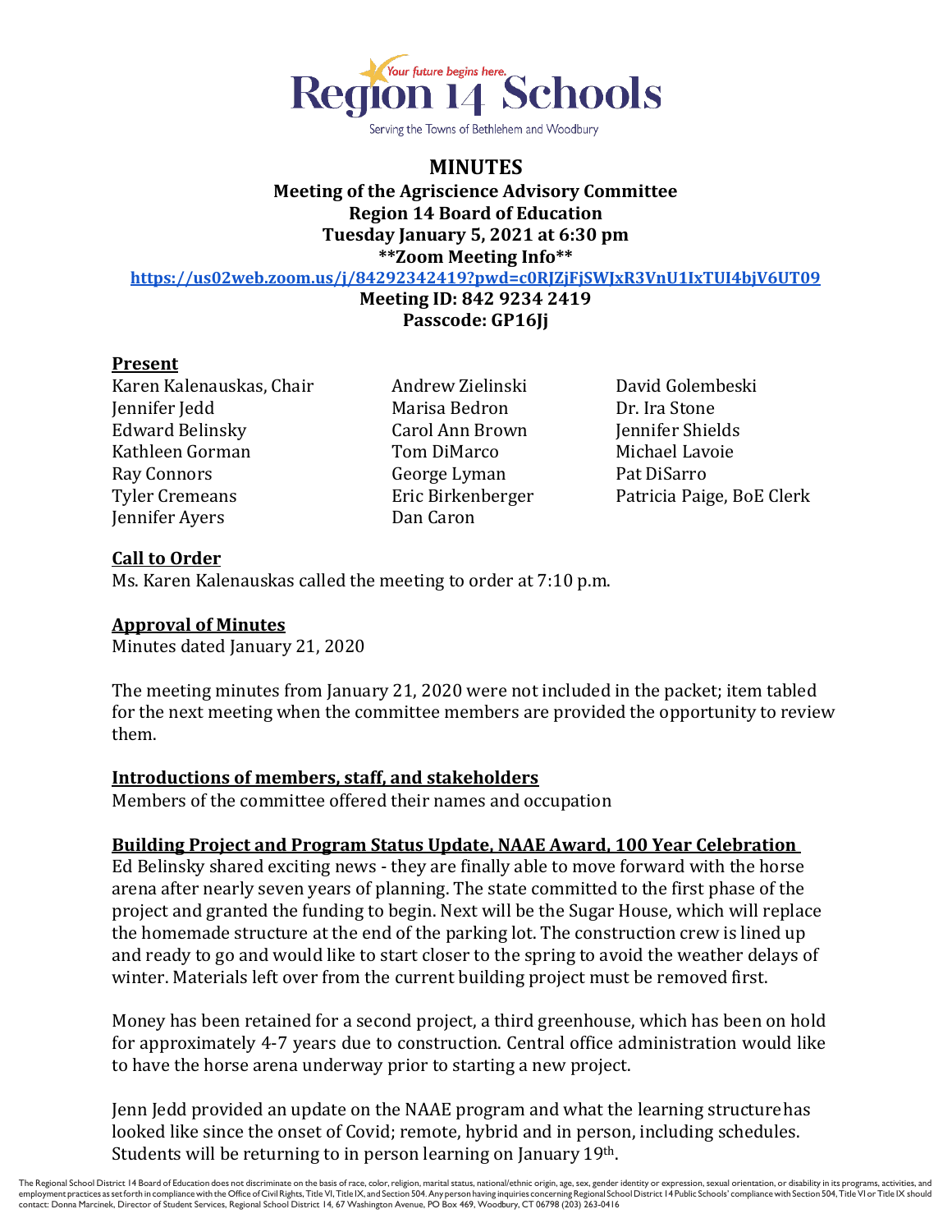Region 14 Schools

Serving the Towns of Bethlehem and Woodbury

# MINUTES

**Meeting of the Agriscience Advisory Committee**
**Region 14 Board of Education**
**Tuesday January 5, 2021 at 6:30 pm**
**\*\*Zoom Meeting Info\*\***
**https://us02web.zoom.us/j/84292342419?pwd=c0RJZjFjSWJxR3VnU1IxTUI4bjV6UT09**
**Meeting ID: 842 9234 2419**
**Passcode: GP16Jj**

## Present

Karen Kalenauskas, Chair
Jennifer Jedd
Edward Belinsky
Kathleen Gorman
Ray Connors
Tyler Cremeans
Jennifer Ayers
Andrew Zielinski
Marisa Bedron
Carol Ann Brown
Tom DiMarco
George Lyman
Eric Birkenberger
Dan Caron
David Golembeski
Dr. Ira Stone
Jennifer Shields
Michael Lavoie
Pat DiSarro
Patricia Paige, BoE Clerk

## Call to Order

Ms. Karen Kalenauskas called the meeting to order at 7:10 p.m.

## Approval of Minutes

Minutes dated January 21, 2020

The meeting minutes from January 21, 2020 were not included in the packet; item tabled for the next meeting when the committee members are provided the opportunity to review them.

## Introductions of members, staff, and stakeholders

Members of the committee offered their names and occupation

## Building Project and Program Status Update, NAAE Award, 100 Year Celebration

Ed Belinsky shared exciting news - they are finally able to move forward with the horse arena after nearly seven years of planning. The state committed to the first phase of the project and granted the funding to begin. Next will be the Sugar House, which will replace the homemade structure at the end of the parking lot. The construction crew is lined up and ready to go and would like to start closer to the spring to avoid the weather delays of winter. Materials left over from the current building project must be removed first.

Money has been retained for a second project, a third greenhouse, which has been on hold for approximately 4-7 years due to construction. Central office administration would like to have the horse arena underway prior to starting a new project.

Jenn Jedd provided an update on the NAAE program and what the learning structure has looked like since the onset of Covid; remote, hybrid and in person, including schedules. Students will be returning to in person learning on January 19th.

The Regional School District 14 Board of Education does not discriminate on the basis of race, color, religion, marital status, national/ethnic origin, age, sex, gender identity or expression, sexual orientation, or disability in its programs, activities, and employment practices as set forth in compliance with the Office of Civil Rights, Title VI, Title IX, and Section 504. Any person having inquiries concerning Regional School District 14 Public Schools' compliance with Section 504, Title VI or Title IX should contact: Donna Marcinek, Director of Student Services, Regional School District 14, 67 Washington Avenue, PO Box 469, Woodbury, CT 06798 (203) 263-0416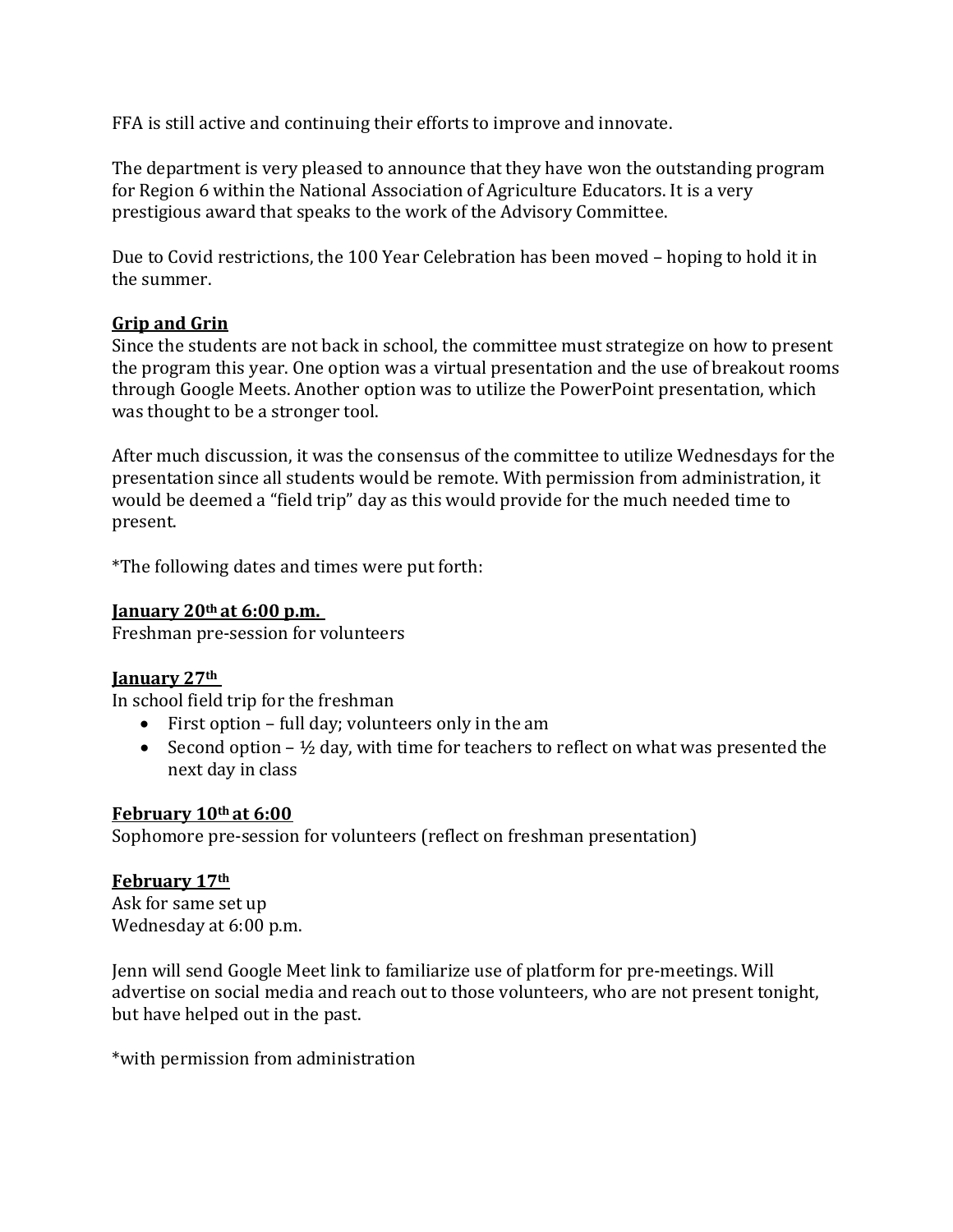FFA is still active and continuing their efforts to improve and innovate.

The department is very pleased to announce that they have won the outstanding program for Region 6 within the National Association of Agriculture Educators. It is a very prestigious award that speaks to the work of the Advisory Committee.

Due to Covid restrictions, the 100 Year Celebration has been moved – hoping to hold it in the summer.

**Grip and Grin**

Since the students are not back in school, the committee must strategize on how to present the program this year. One option was a virtual presentation and the use of breakout rooms through Google Meets. Another option was to utilize the PowerPoint presentation, which was thought to be a stronger tool.

After much discussion, it was the consensus of the committee to utilize Wednesdays for the presentation since all students would be remote. With permission from administration, it would be deemed a "field trip" day as this would provide for the much needed time to present.

*The following dates and times were put forth:

**January 20th at 6:00 p.m.**

Freshman pre-session for volunteers

**January 27th**

In school field trip for the freshman

- First option – full day; volunteers only in the am
- Second option – ½ day, with time for teachers to reflect on what was presented the next day in class

**February 10th at 6:00**

Sophomore pre-session for volunteers (reflect on freshman presentation)

**February 17th**

Ask for same set up

Wednesday at 6:00 p.m.

Jenn will send Google Meet link to familiarize use of platform for pre-meetings. Will advertise on social media and reach out to those volunteers, who are not present tonight, but have helped out in the past.

*with permission from administration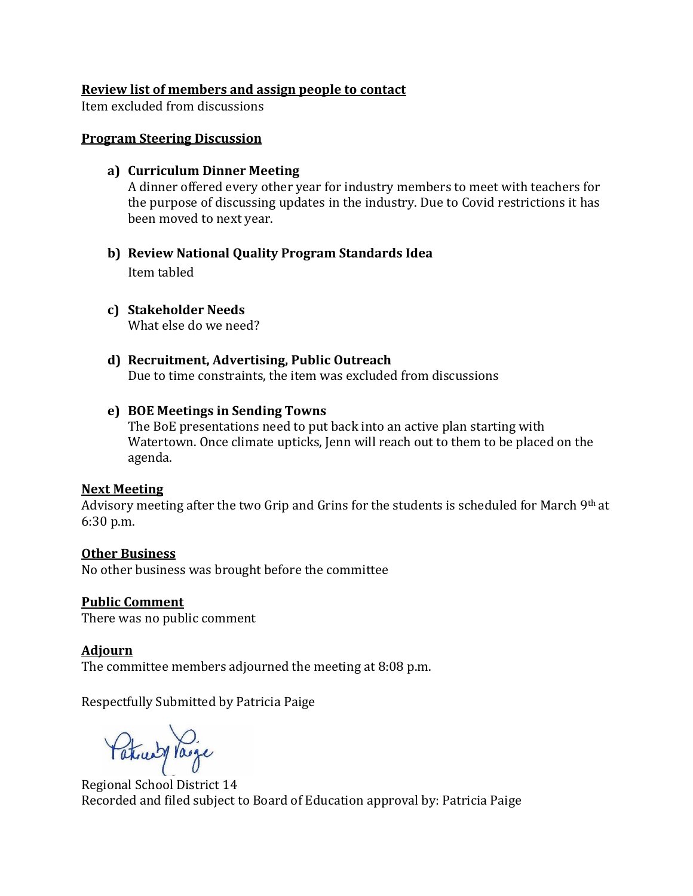**Review list of members and assign people to contact**

Item excluded from discussions

**Program Steering Discussion**

**a) Curriculum Dinner Meeting**

A dinner offered every other year for industry members to meet with teachers for the purpose of discussing updates in the industry. Due to Covid restrictions it has been moved to next year.

**b) Review National Quality Program Standards Idea**

Item tabled

**c) Stakeholder Needs**

What else do we need?

**d) Recruitment, Advertising, Public Outreach**

Due to time constraints, the item was excluded from discussions

**e) BOE Meetings in Sending Towns**

The BoE presentations need to put back into an active plan starting with Watertown. Once climate upticks, Jenn will reach out to them to be placed on the agenda.

**Next Meeting**

Advisory meeting after the two Grip and Grins for the students is scheduled for March 9th at 6:30 p.m.

**Other Business**

No other business was brought before the committee

**Public Comment**

There was no public comment

**Adjourn**

The committee members adjourned the meeting at 8:08 p.m.

Respectfully Submitted by Patricia Paige

Patricia Paige

Regional School District 14

Recorded and filed subject to Board of Education approval by: Patricia Paige